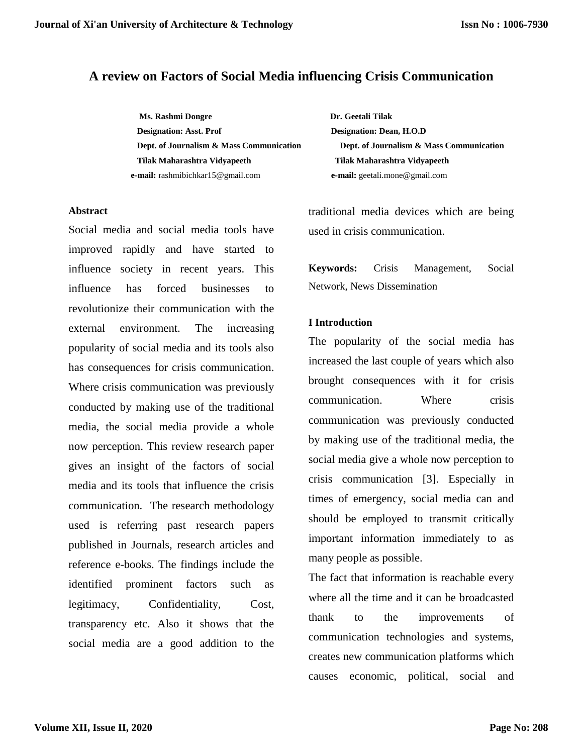# A review on Factors of Social Media influencing Crisis Communication

**Ms. Rashmi Dongre**
**Designation: Asst. Prof**
**Dept. of Journalism & Mass Communication**
**Tilak Maharashtra Vidyapeeth**
**e-mail:** rashmibichkar15@gmail.com

**Dr. Geetali Tilak**
**Designation: Dean, H.O.D**
**Dept. of Journalism & Mass Communication**
**Tilak Maharashtra Vidyapeeth**
**e-mail:** geetali.mone@gmail.com

**Abstract**

Social media and social media tools have improved rapidly and have started to influence society in recent years. This influence has forced businesses to revolutionize their communication with the external environment. The increasing popularity of social media and its tools also has consequences for crisis communication. Where crisis communication was previously conducted by making use of the traditional media, the social media provide a whole now perception. This review research paper gives an insight of the factors of social media and its tools that influence the crisis communication. The research methodology used is referring past research papers published in Journals, research articles and reference e-books. The findings include the identified prominent factors such as legitimacy, Confidentiality, Cost, transparency etc. Also it shows that the social media are a good addition to the traditional media devices which are being used in crisis communication.

**Keywords:** Crisis Management, Social Network, News Dissemination

## I Introduction

The popularity of the social media has increased the last couple of years which also brought consequences with it for crisis communication. Where crisis communication was previously conducted by making use of the traditional media, the social media give a whole now perception to crisis communication [3]. Especially in times of emergency, social media can and should be employed to transmit critically important information immediately to as many people as possible.

The fact that information is reachable every where all the time and it can be broadcasted thank to the improvements of communication technologies and systems, creates new communication platforms which causes economic, political, social and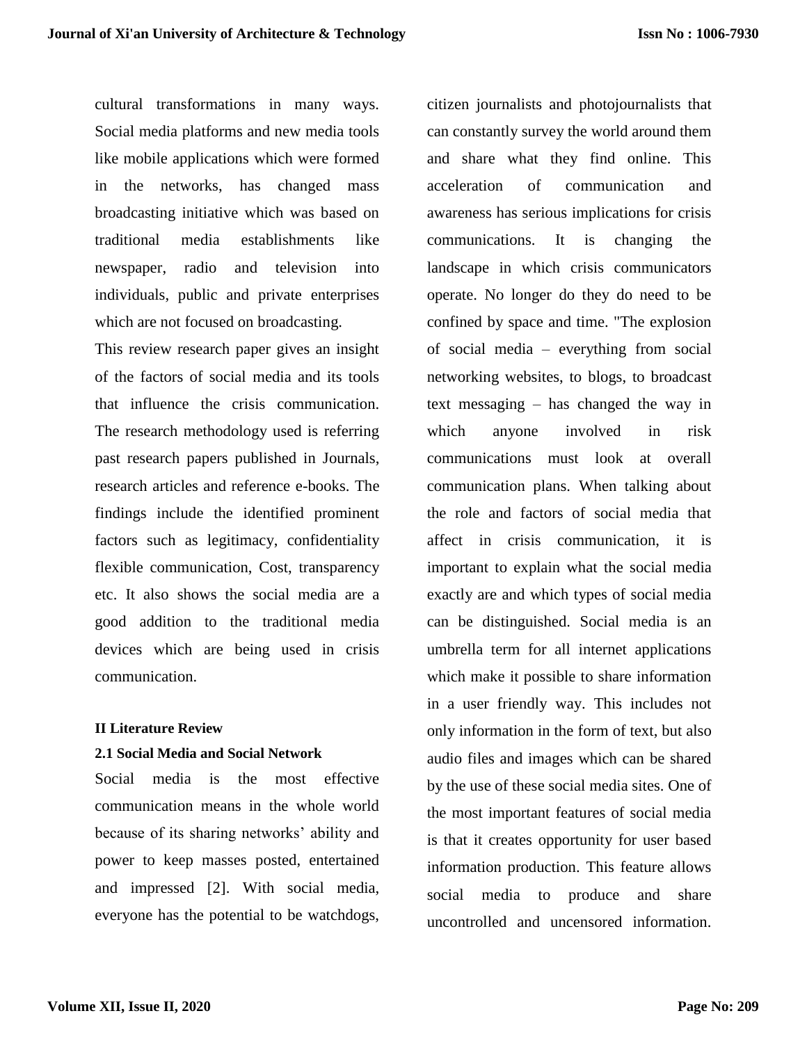cultural transformations in many ways. Social media platforms and new media tools like mobile applications which were formed in the networks, has changed mass broadcasting initiative which was based on traditional media establishments like newspaper, radio and television into individuals, public and private enterprises which are not focused on broadcasting.

This review research paper gives an insight of the factors of social media and its tools that influence the crisis communication. The research methodology used is referring past research papers published in Journals, research articles and reference e-books. The findings include the identified prominent factors such as legitimacy, confidentiality flexible communication, Cost, transparency etc. It also shows the social media are a good addition to the traditional media devices which are being used in crisis communication.

## II Literature Review

### 2.1 Social Media and Social Network

Social media is the most effective communication means in the whole world because of its sharing networks' ability and power to keep masses posted, entertained and impressed [2]. With social media, everyone has the potential to be watchdogs, citizen journalists and photojournalists that can constantly survey the world around them and share what they find online. This acceleration of communication and awareness has serious implications for crisis communications. It is changing the landscape in which crisis communicators operate. No longer do they do need to be confined by space and time. "The explosion of social media – everything from social networking websites, to blogs, to broadcast text messaging – has changed the way in which anyone involved in risk communications must look at overall communication plans. When talking about the role and factors of social media that affect in crisis communication, it is important to explain what the social media exactly are and which types of social media can be distinguished. Social media is an umbrella term for all internet applications which make it possible to share information in a user friendly way. This includes not only information in the form of text, but also audio files and images which can be shared by the use of these social media sites. One of the most important features of social media is that it creates opportunity for user based information production. This feature allows social media to produce and share uncontrolled and uncensored information.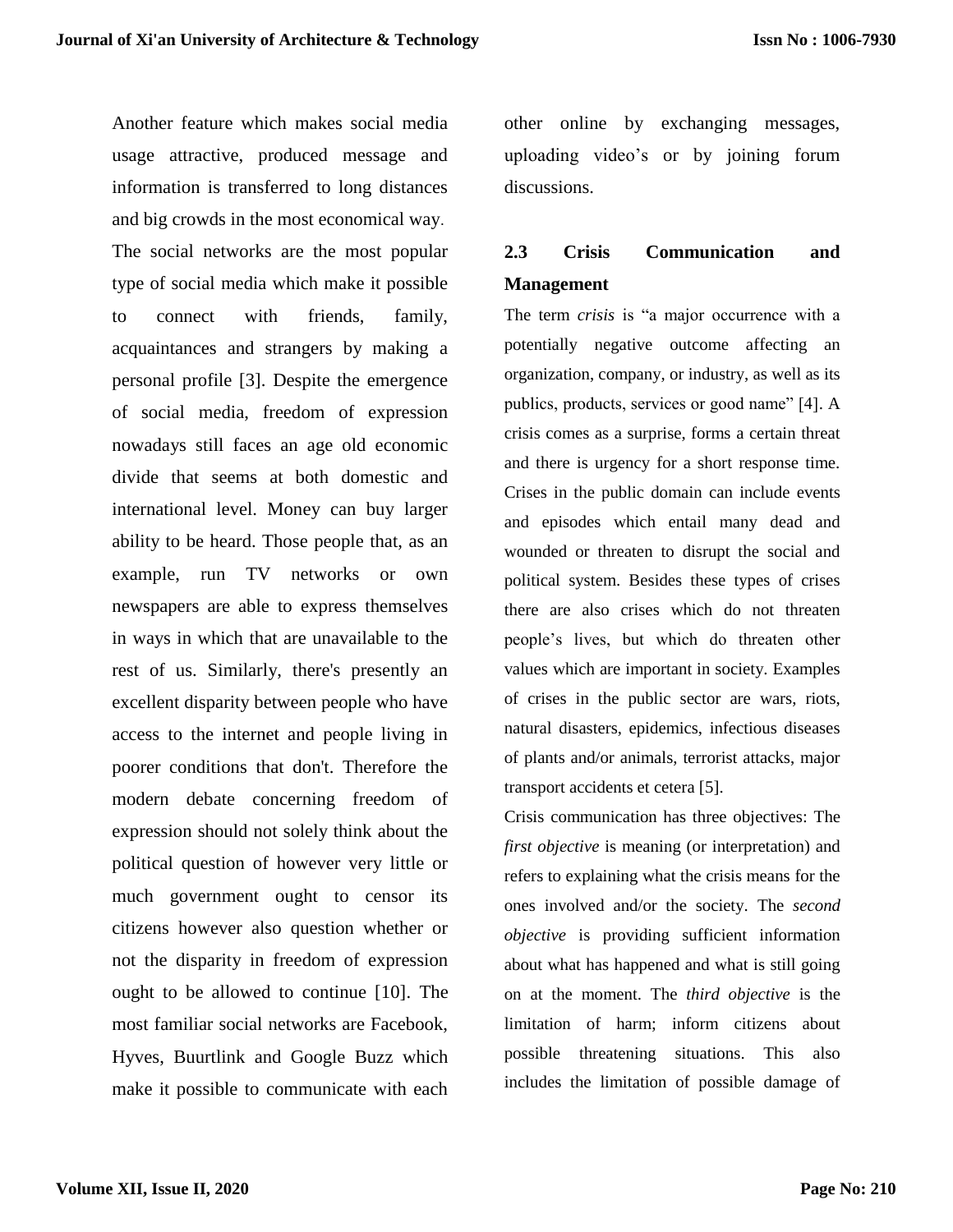Another feature which makes social media usage attractive, produced message and information is transferred to long distances and big crowds in the most economical way. The social networks are the most popular type of social media which make it possible to connect with friends, family, acquaintances and strangers by making a personal profile [3]. Despite the emergence of social media, freedom of expression nowadays still faces an age old economic divide that seems at both domestic and international level. Money can buy larger ability to be heard. Those people that, as an example, run TV networks or own newspapers are able to express themselves in ways in which that are unavailable to the rest of us. Similarly, there's presently an excellent disparity between people who have access to the internet and people living in poorer conditions that don't. Therefore the modern debate concerning freedom of expression should not solely think about the political question of however very little or much government ought to censor its citizens however also question whether or not the disparity in freedom of expression ought to be allowed to continue [10]. The most familiar social networks are Facebook, Hyves, Buurtlink and Google Buzz which make it possible to communicate with each other online by exchanging messages, uploading video's or by joining forum discussions.

### 2.3 Crisis Communication and Management

The term *crisis* is "a major occurrence with a potentially negative outcome affecting an organization, company, or industry, as well as its publics, products, services or good name" [4]. A crisis comes as a surprise, forms a certain threat and there is urgency for a short response time. Crises in the public domain can include events and episodes which entail many dead and wounded or threaten to disrupt the social and political system. Besides these types of crises there are also crises which do not threaten people's lives, but which do threaten other values which are important in society. Examples of crises in the public sector are wars, riots, natural disasters, epidemics, infectious diseases of plants and/or animals, terrorist attacks, major transport accidents et cetera [5].

Crisis communication has three objectives: The *first objective* is meaning (or interpretation) and refers to explaining what the crisis means for the ones involved and/or the society. The *second objective* is providing sufficient information about what has happened and what is still going on at the moment. The *third objective* is the limitation of harm; inform citizens about possible threatening situations. This also includes the limitation of possible damage of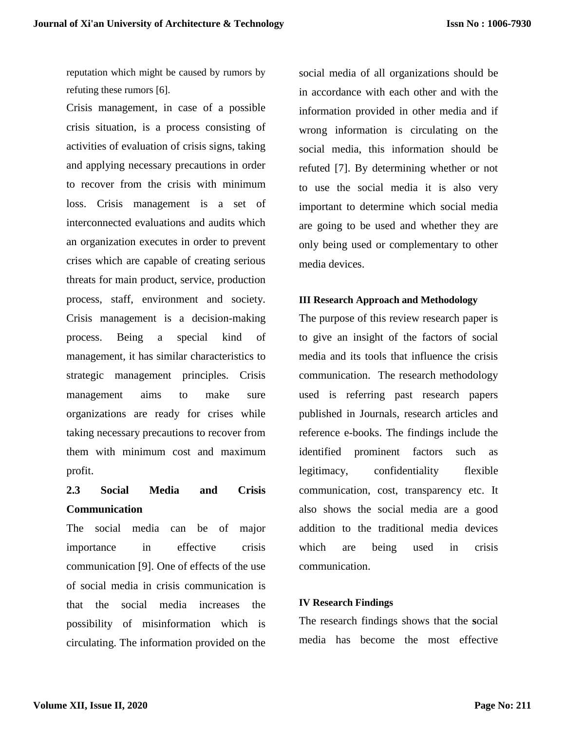reputation which might be caused by rumors by refuting these rumors [6].

Crisis management, in case of a possible crisis situation, is a process consisting of activities of evaluation of crisis signs, taking and applying necessary precautions in order to recover from the crisis with minimum loss. Crisis management is a set of interconnected evaluations and audits which an organization executes in order to prevent crises which are capable of creating serious threats for main product, service, production process, staff, environment and society. Crisis management is a decision-making process. Being a special kind of management, it has similar characteristics to strategic management principles. Crisis management aims to make sure organizations are ready for crises while taking necessary precautions to recover from them with minimum cost and maximum profit.

### 2.3 Social Media and Crisis Communication

The social media can be of major importance in effective crisis communication [9]. One of effects of the use of social media in crisis communication is that the social media increases the possibility of misinformation which is circulating. The information provided on the social media of all organizations should be in accordance with each other and with the information provided in other media and if wrong information is circulating on the social media, this information should be refuted [7]. By determining whether or not to use the social media it is also very important to determine which social media are going to be used and whether they are only being used or complementary to other media devices.

## III Research Approach and Methodology

The purpose of this review research paper is to give an insight of the factors of social media and its tools that influence the crisis communication. The research methodology used is referring past research papers published in Journals, research articles and reference e-books. The findings include the identified prominent factors such as legitimacy, confidentiality flexible communication, cost, transparency etc. It also shows the social media are a good addition to the traditional media devices which are being used in crisis communication.

## IV Research Findings

The research findings shows that the social media has become the most effective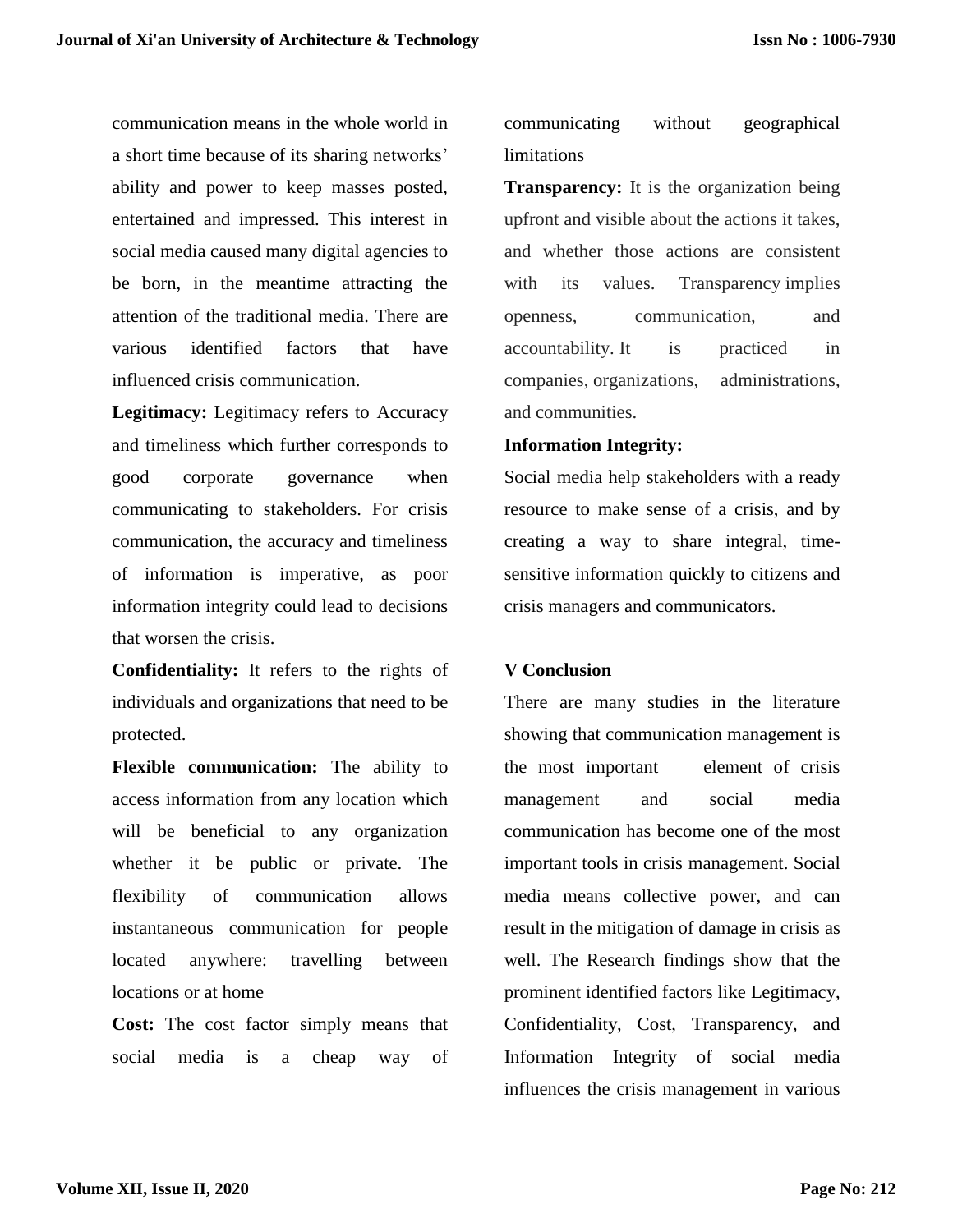communication means in the whole world in a short time because of its sharing networks' ability and power to keep masses posted, entertained and impressed. This interest in social media caused many digital agencies to be born, in the meantime attracting the attention of the traditional media. There are various identified factors that have influenced crisis communication.

**Legitimacy:** Legitimacy refers to Accuracy and timeliness which further corresponds to good corporate governance when communicating to stakeholders. For crisis communication, the accuracy and timeliness of information is imperative, as poor information integrity could lead to decisions that worsen the crisis.

**Confidentiality:** It refers to the rights of individuals and organizations that need to be protected.

**Flexible communication:** The ability to access information from any location which will be beneficial to any organization whether it be public or private. The flexibility of communication allows instantaneous communication for people located anywhere: travelling between locations or at home

**Cost:** The cost factor simply means that social media is a cheap way of communicating without geographical limitations

**Transparency:** It is the organization being upfront and visible about the actions it takes, and whether those actions are consistent with its values. Transparency implies openness, communication, and accountability. It is practiced in companies, organizations, administrations, and communities.

**Information Integrity:**

Social media help stakeholders with a ready resource to make sense of a crisis, and by creating a way to share integral, time-sensitive information quickly to citizens and crisis managers and communicators.

## V Conclusion

There are many studies in the literature showing that communication management is the most important element of crisis management and social media communication has become one of the most important tools in crisis management. Social media means collective power, and can result in the mitigation of damage in crisis as well. The Research findings show that the prominent identified factors like Legitimacy, Confidentiality, Cost, Transparency, and Information Integrity of social media influences the crisis management in various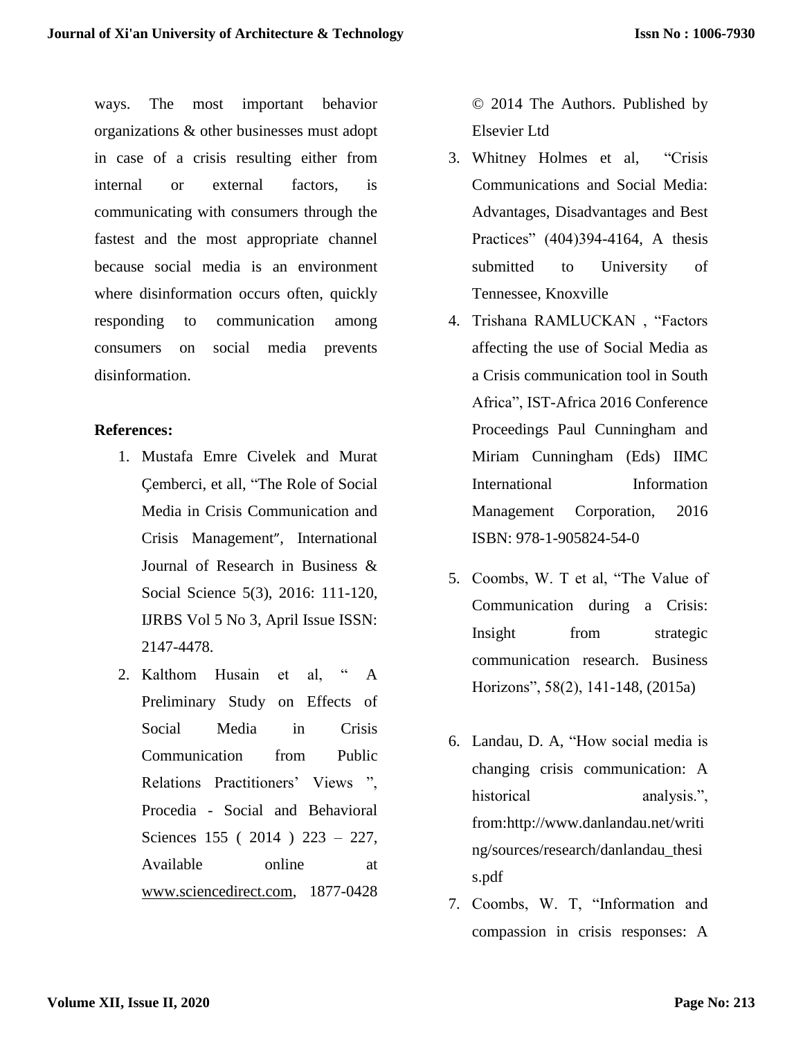ways. The most important behavior organizations & other businesses must adopt in case of a crisis resulting either from internal or external factors, is communicating with consumers through the fastest and the most appropriate channel because social media is an environment where disinformation occurs often, quickly responding to communication among consumers on social media prevents disinformation.

**References:**

1. Mustafa Emre Civelek and Murat Çemberci, et all, "The Role of Social Media in Crisis Communication and Crisis Management", International Journal of Research in Business & Social Science 5(3), 2016: 111-120, IJRBS Vol 5 No 3, April Issue ISSN: 2147-4478.
2. Kalthom Husain et al, " A Preliminary Study on Effects of Social Media in Crisis Communication from Public Relations Practitioners' Views ", Procedia - Social and Behavioral Sciences 155 ( 2014 ) 223 – 227, Available online at www.sciencedirect.com, 1877-0428 © 2014 The Authors. Published by Elsevier Ltd
3. Whitney Holmes et al, "Crisis Communications and Social Media: Advantages, Disadvantages and Best Practices" (404)394-4164, A thesis submitted to University of Tennessee, Knoxville
4. Trishana RAMLUCKAN , "Factors affecting the use of Social Media as a Crisis communication tool in South Africa", IST-Africa 2016 Conference Proceedings Paul Cunningham and Miriam Cunningham (Eds) IIMC International Information Management Corporation, 2016 ISBN: 978-1-905824-54-0
5. Coombs, W. T et al, "The Value of Communication during a Crisis: Insight from strategic communication research. Business Horizons", 58(2), 141-148, (2015a)
6. Landau, D. A, "How social media is changing crisis communication: A historical analysis.", from:http://www.danlandau.net/writing/sources/research/danlandau_thesis.pdf
7. Coombs, W. T, "Information and compassion in crisis responses: A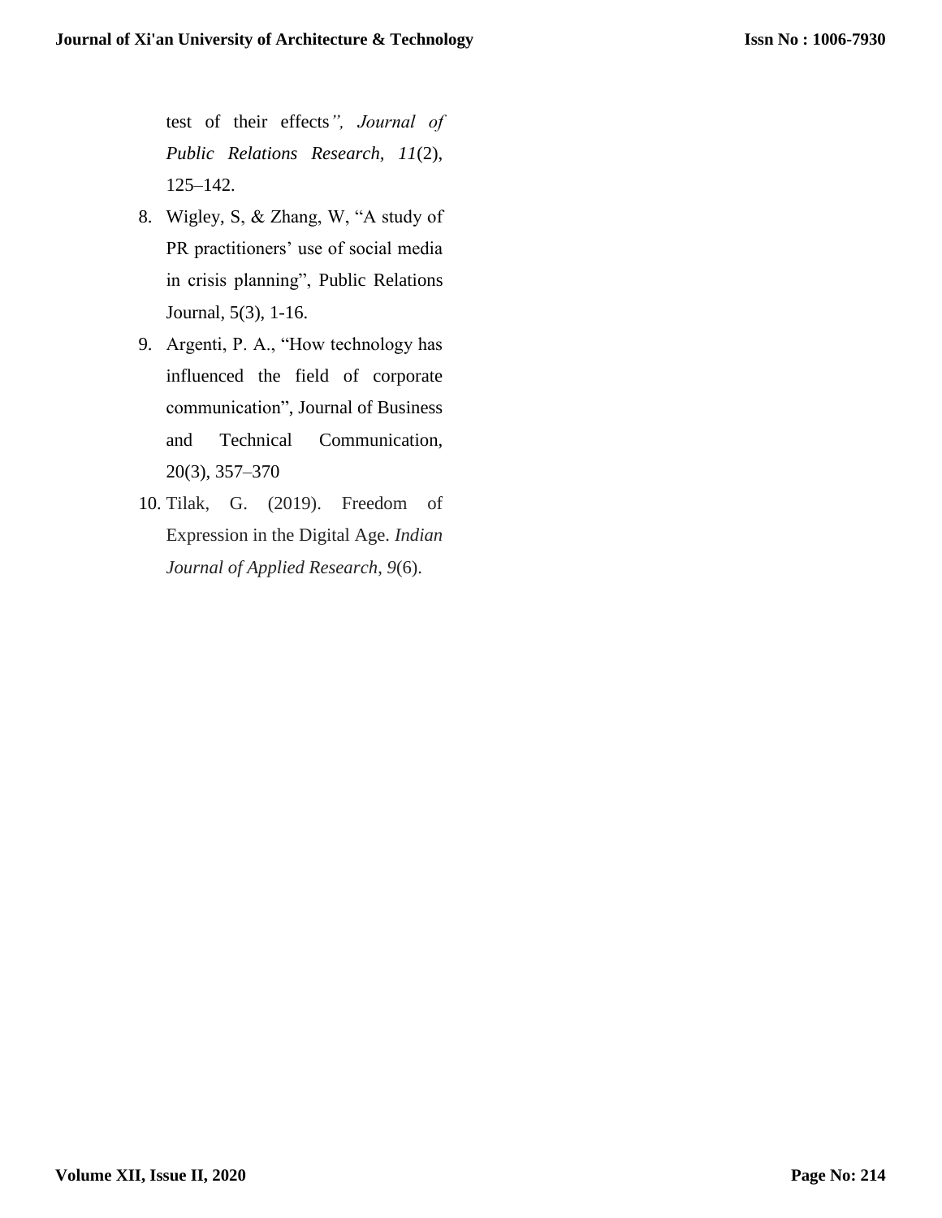test of their effects*", Journal of Public Relations Research, 11*(2), 125–142.

8. Wigley, S, & Zhang, W, "A study of PR practitioners' use of social media in crisis planning", Public Relations Journal, 5(3), 1-16.
9. Argenti, P. A., "How technology has influenced the field of corporate communication", Journal of Business and Technical Communication, 20(3), 357–370
10. Tilak, G. (2019). Freedom of Expression in the Digital Age. *Indian Journal of Applied Research*, *9*(6).